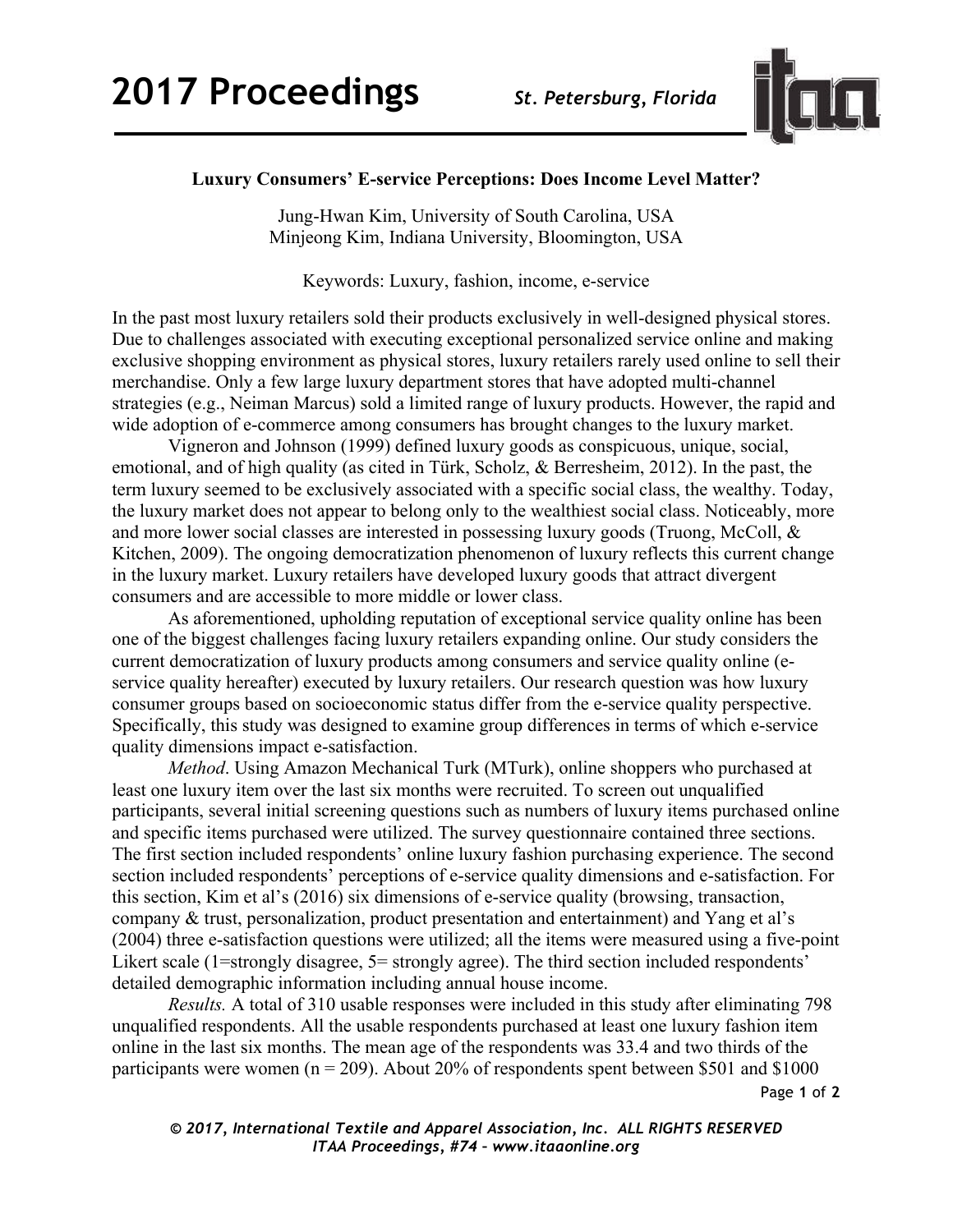## Luxury Consumers' E-service Perceptions: Does Income Level Matter?

Jung-Hwan Kim, University of South Carolina, USA
Minjeong Kim, Indiana University, Bloomington, USA

Keywords: Luxury, fashion, income, e-service

In the past most luxury retailers sold their products exclusively in well-designed physical stores. Due to challenges associated with executing exceptional personalized service online and making exclusive shopping environment as physical stores, luxury retailers rarely used online to sell their merchandise. Only a few large luxury department stores that have adopted multi-channel strategies (e.g., Neiman Marcus) sold a limited range of luxury products. However, the rapid and wide adoption of e-commerce among consumers has brought changes to the luxury market.

Vigneron and Johnson (1999) defined luxury goods as conspicuous, unique, social, emotional, and of high quality (as cited in Türk, Scholz, & Berresheim, 2012). In the past, the term luxury seemed to be exclusively associated with a specific social class, the wealthy. Today, the luxury market does not appear to belong only to the wealthiest social class. Noticeably, more and more lower social classes are interested in possessing luxury goods (Truong, McColl, & Kitchen, 2009). The ongoing democratization phenomenon of luxury reflects this current change in the luxury market. Luxury retailers have developed luxury goods that attract divergent consumers and are accessible to more middle or lower class.

As aforementioned, upholding reputation of exceptional service quality online has been one of the biggest challenges facing luxury retailers expanding online. Our study considers the current democratization of luxury products among consumers and service quality online (e-service quality hereafter) executed by luxury retailers. Our research question was how luxury consumer groups based on socioeconomic status differ from the e-service quality perspective. Specifically, this study was designed to examine group differences in terms of which e-service quality dimensions impact e-satisfaction.

*Method*. Using Amazon Mechanical Turk (MTurk), online shoppers who purchased at least one luxury item over the last six months were recruited. To screen out unqualified participants, several initial screening questions such as numbers of luxury items purchased online and specific items purchased were utilized. The survey questionnaire contained three sections. The first section included respondents' online luxury fashion purchasing experience. The second section included respondents' perceptions of e-service quality dimensions and e-satisfaction. For this section, Kim et al's (2016) six dimensions of e-service quality (browsing, transaction, company & trust, personalization, product presentation and entertainment) and Yang et al's (2004) three e-satisfaction questions were utilized; all the items were measured using a five-point Likert scale (1=strongly disagree, 5= strongly agree). The third section included respondents' detailed demographic information including annual house income.

*Results.* A total of 310 usable responses were included in this study after eliminating 798 unqualified respondents. All the usable respondents purchased at least one luxury fashion item online in the last six months. The mean age of the respondents was 33.4 and two thirds of the participants were women (n = 209). About 20% of respondents spent between $501 and $1000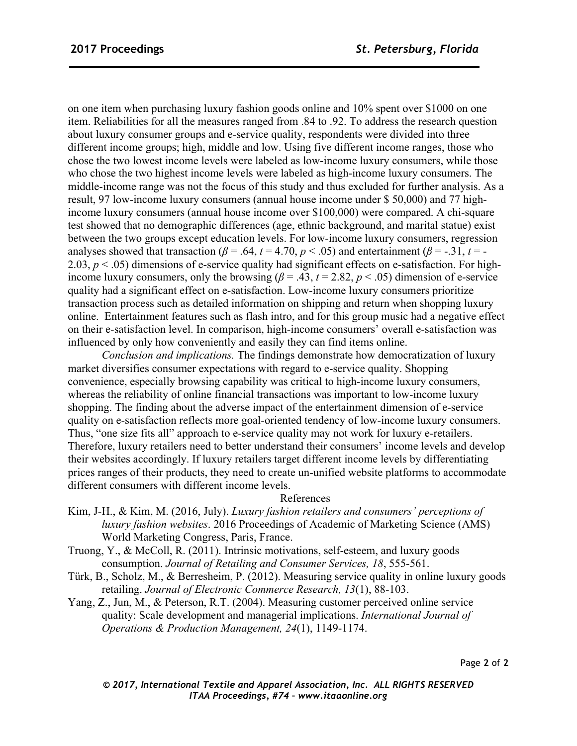on one item when purchasing luxury fashion goods online and 10% spent over $1000 on one item. Reliabilities for all the measures ranged from .84 to .92. To address the research question about luxury consumer groups and e-service quality, respondents were divided into three different income groups; high, middle and low. Using five different income ranges, those who chose the two lowest income levels were labeled as low-income luxury consumers, while those who chose the two highest income levels were labeled as high-income luxury consumers. The middle-income range was not the focus of this study and thus excluded for further analysis. As a result, 97 low-income luxury consumers (annual house income under $ 50,000) and 77 high-income luxury consumers (annual house income over $100,000) were compared. A chi-square test showed that no demographic differences (age, ethnic background, and marital statue) exist between the two groups except education levels. For low-income luxury consumers, regression analyses showed that transaction ($\beta = .64$, $t = 4.70$, $p < .05$) and entertainment ($\beta = -.31$, $t = -2.03$, $p < .05$) dimensions of e-service quality had significant effects on e-satisfaction. For high-income luxury consumers, only the browsing ($\beta = .43$, $t = 2.82$, $p < .05$) dimension of e-service quality had a significant effect on e-satisfaction. Low-income luxury consumers prioritize transaction process such as detailed information on shipping and return when shopping luxury online. Entertainment features such as flash intro, and for this group music had a negative effect on their e-satisfaction level. In comparison, high-income consumers' overall e-satisfaction was influenced by only how conveniently and easily they can find items online.

*Conclusion and implications.* The findings demonstrate how democratization of luxury market diversifies consumer expectations with regard to e-service quality. Shopping convenience, especially browsing capability was critical to high-income luxury consumers, whereas the reliability of online financial transactions was important to low-income luxury shopping. The finding about the adverse impact of the entertainment dimension of e-service quality on e-satisfaction reflects more goal-oriented tendency of low-income luxury consumers. Thus, "one size fits all" approach to e-service quality may not work for luxury e-retailers. Therefore, luxury retailers need to better understand their consumers' income levels and develop their websites accordingly. If luxury retailers target different income levels by differentiating prices ranges of their products, they need to create un-unified website platforms to accommodate different consumers with different income levels.

## References

Kim, J-H., & Kim, M. (2016, July). *Luxury fashion retailers and consumers' perceptions of luxury fashion websites*. 2016 Proceedings of Academic of Marketing Science (AMS) World Marketing Congress, Paris, France.

Truong, Y., & McColl, R. (2011). Intrinsic motivations, self-esteem, and luxury goods consumption. *Journal of Retailing and Consumer Services, 18*, 555-561.

Türk, B., Scholz, M., & Berresheim, P. (2012). Measuring service quality in online luxury goods retailing. *Journal of Electronic Commerce Research, 13*(1), 88-103.

Yang, Z., Jun, M., & Peterson, R.T. (2004). Measuring customer perceived online service quality: Scale development and managerial implications. *International Journal of Operations & Production Management, 24*(1), 1149-1174.